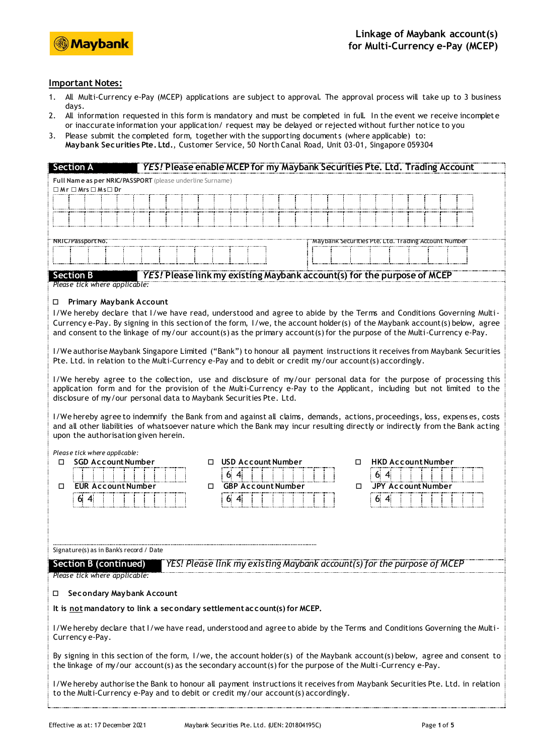# Linkage of Maybank account(s) for Multi-Currency e-Pay (MCEP)

## Important Notes:

1. All Multi-Currency e-Pay (MCEP) applications are subject to approval. The approval process will take up to 3 business days.
2. All information requested in this form is mandatory and must be completed in full. In the event we receive incomplete or inaccurate information your application/ request may be delayed or rejected without further notice to you
3. Please submit the completed form, together with the supporting documents (where applicable) to: **Maybank Securities Pte. Ltd.**, Customer Service, 50 North Canal Road, Unit 03-01, Singapore 059304

## Section A — *YES!* Please enable MCEP for my Maybank Securities Pte. Ltd. Trading Account

**Full Name as per NRIC/PASSPORT** (please underline Surname)

☐ Mr ☐ Mrs ☐ Ms ☐ Dr

NRIC/Passport No.

Maybank Securities Pte. Ltd. Trading Account Number

## Section B — *YES!* Please link my existing Maybank account(s) for the purpose of MCEP

*Please tick where applicable:*

☐ **Primary Maybank Account**

I/We hereby declare that I/we have read, understood and agree to abide by the Terms and Conditions Governing Multi-Currency e-Pay. By signing in this section of the form, I/we, the account holder(s) of the Maybank account(s) below, agree and consent to the linkage of my/our account(s) as the primary account(s) for the purpose of the Multi-Currency e-Pay.

I/We authorise Maybank Singapore Limited ("Bank") to honour all payment instructions it receives from Maybank Securities Pte. Ltd. in relation to the Multi-Currency e-Pay and to debit or credit my/our account(s) accordingly.

I/We hereby agree to the collection, use and disclosure of my/our personal data for the purpose of processing this application form and for the provision of the Multi-Currency e-Pay to the Applicant, including but not limited to the disclosure of my/our personal data to Maybank Securities Pte. Ltd.

I/We hereby agree to indemnify the Bank from and against all claims, demands, actions, proceedings, loss, expenses, costs and all other liabilities of whatsoever nature which the Bank may incur resulting directly or indirectly from the Bank acting upon the authorisation given herein.

*Please tick where applicable:*

| | | |
|---|---|---|
| ☐ **SGD Account Number** | ☐ **USD Account Number** 64 | ☐ **HKD Account Number** 64 |
| ☐ **EUR Account Number** 64 | ☐ **GBP Account Number** 64 | ☐ **JPY Account Number** 64 |

Signature(s) as in Bank's record / Date

## Section B (continued) — *YES! Please link my existing Maybank account(s) for the purpose of MCEP*

*Please tick where applicable:*

☐ **Secondary Maybank Account**

**It is <u>not</u> mandatory to link a secondary settlement account(s) for MCEP.**

I/We hereby declare that I/we have read, understood and agree to abide by the Terms and Conditions Governing the Multi-Currency e-Pay.

By signing in this section of the form, I/we, the account holder(s) of the Maybank account(s) below, agree and consent to the linkage of my/our account(s) as the secondary account(s) for the purpose of the Multi-Currency e-Pay.

I/We hereby authorise the Bank to honour all payment instructions it receives from Maybank Securities Pte. Ltd. in relation to the Multi-Currency e-Pay and to debit or credit my/our account(s) accordingly.

Effective as at: 17 December 2021 Maybank Securities Pte. Ltd. (UEN: 201804195C)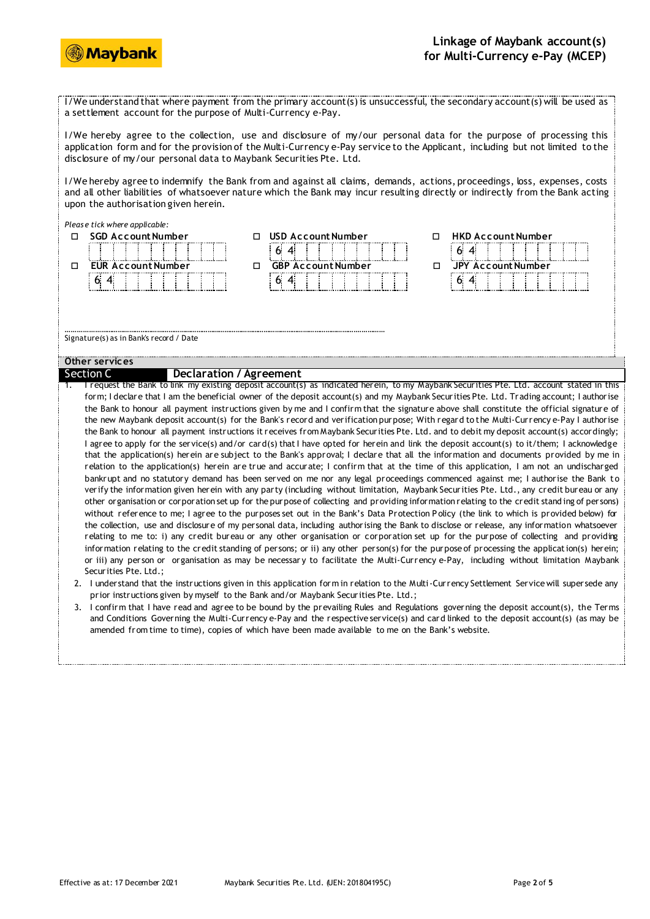# Linkage of Maybank account(s) for Multi-Currency e-Pay (MCEP)

I/We understand that where payment from the primary account(s) is unsuccessful, the secondary account(s) will be used as a settlement account for the purpose of Multi-Currency e-Pay.

I/We hereby agree to the collection, use and disclosure of my/our personal data for the purpose of processing this application form and for the provision of the Multi-Currency e-Pay service to the Applicant, including but not limited to the disclosure of my/our personal data to Maybank Securities Pte. Ltd.

I/We hereby agree to indemnify the Bank from and against all claims, demands, actions, proceedings, loss, expenses, costs and all other liabilities of whatsoever nature which the Bank may incur resulting directly or indirectly from the Bank acting upon the authorisation given herein.

*Please tick where applicable:*

| | | |
|---|---|---|
| ☐ **SGD Account Number** | ☐ **USD Account Number** | ☐ **HKD Account Number** |
| | 6 4 | 6 4 |
| ☐ **EUR Account Number** | ☐ **GBP Account Number** | ☐ **JPY Account Number** |
| 6 4 | 6 4 | 6 4 |

.......................................................................................................

Signature(s) as in Bank's record / Date

**Other services**

## Section C Declaration / Agreement

1. I request the Bank to link my existing deposit account(s) as indicated herein, to my Maybank Securities Pte. Ltd. account stated in this form; I declare that I am the beneficial owner of the deposit account(s) and my Maybank Securities Pte. Ltd. Trading account; I authorise the Bank to honour all payment instructions given by me and I confirm that the signature above shall constitute the official signature of the new Maybank deposit account(s) for the Bank's record and verification purpose; With regard to the Multi-Currency e-Pay I authorise the Bank to honour all payment instructions it receives from Maybank Securities Pte. Ltd. and to debit my deposit account(s) accordingly; I agree to apply for the service(s) and/or card(s) that I have opted for herein and link the deposit account(s) to it/them; I acknowledge that the application(s) herein are subject to the Bank's approval; I declare that all the information and documents provided by me in relation to the application(s) herein are true and accurate; I confirm that at the time of this application, I am not an undischarged bankrupt and no statutory demand has been served on me nor any legal proceedings commenced against me; I authorise the Bank to verify the information given herein with any party (including without limitation, Maybank Securities Pte. Ltd., any credit bureau or any other organisation or corporation set up for the purpose of collecting and providing information relating to the credit standing of persons) without reference to me; I agree to the purposes set out in the Bank's Data Protection Policy (the link to which is provided below) for the collection, use and disclosure of my personal data, including authorising the Bank to disclose or release, any information whatsoever relating to me to: i) any credit bureau or any other organisation or corporation set up for the purpose of collecting and providing information relating to the credit standing of persons; or ii) any other person(s) for the purpose of processing the application(s) herein; or iii) any person or organisation as may be necessary to facilitate the Multi-Currency e-Pay, including without limitation Maybank Securities Pte. Ltd.;
2. I understand that the instructions given in this application form in relation to the Multi-Currency Settlement Service will supersede any prior instructions given by myself to the Bank and/or Maybank Securities Pte. Ltd.;
3. I confirm that I have read and agree to be bound by the prevailing Rules and Regulations governing the deposit account(s), the Terms and Conditions Governing the Multi-Currency e-Pay and the respective service(s) and card linked to the deposit account(s) (as may be amended from time to time), copies of which have been made available to me on the Bank's website.

Effective as at: 17 December 2021 Maybank Securities Pte. Ltd. (UEN: 201804195C)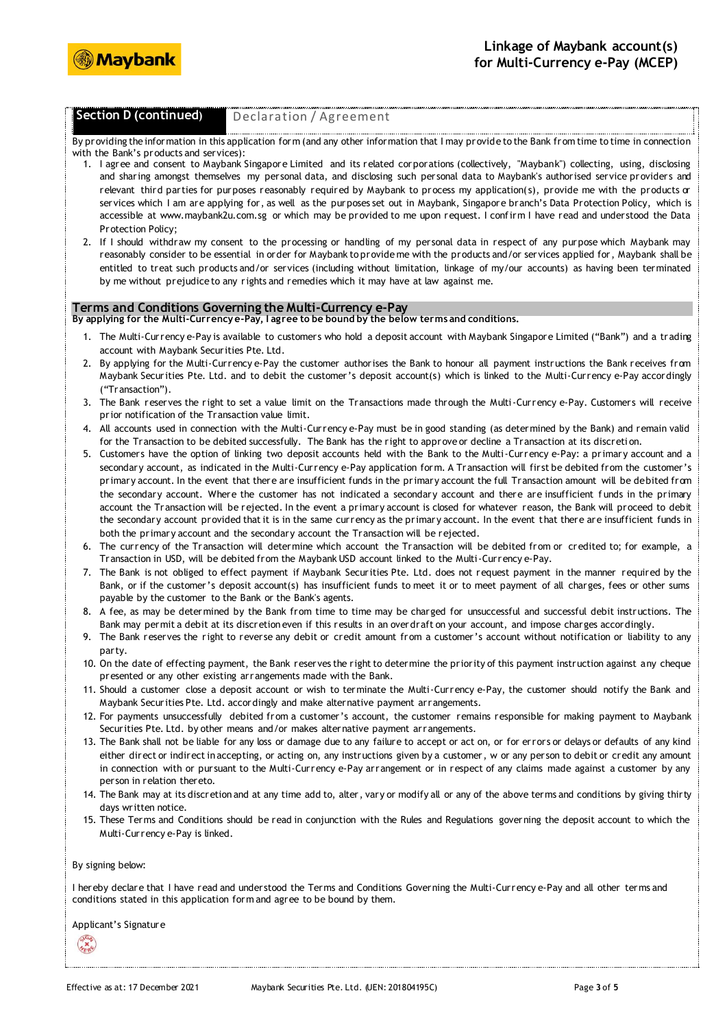## Section D (continued) Declaration / Agreement

By providing the information in this application form (and any other information that I may provide to the Bank from time to time in connection with the Bank's products and services):

1. I agree and consent to Maybank Singapore Limited and its related corporations (collectively, "Maybank") collecting, using, disclosing and sharing amongst themselves my personal data, and disclosing such personal data to Maybank's authorised service providers and relevant third parties for purposes reasonably required by Maybank to process my application(s), provide me with the products or services which I am are applying for, as well as the purposes set out in Maybank, Singapore branch's Data Protection Policy, which is accessible at www.maybank2u.com.sg or which may be provided to me upon request. I confirm I have read and understood the Data Protection Policy;
2. If I should withdraw my consent to the processing or handling of my personal data in respect of any purpose which Maybank may reasonably consider to be essential in order for Maybank to provide me with the products and/or services applied for, Maybank shall be entitled to treat such products and/or services (including without limitation, linkage of my/our accounts) as having been terminated by me without prejudice to any rights and remedies which it may have at law against me.

## Terms and Conditions Governing the Multi-Currency e-Pay

**By applying for the Multi-Currency e-Pay, I agree to be bound by the below terms and conditions.**

1. The Multi-Currency e-Pay is available to customers who hold a deposit account with Maybank Singapore Limited ("Bank") and a trading account with Maybank Securities Pte. Ltd.
2. By applying for the Multi-Currency e-Pay the customer authorises the Bank to honour all payment instructions the Bank receives from Maybank Securities Pte. Ltd. and to debit the customer's deposit account(s) which is linked to the Multi-Currency e-Pay accordingly ("Transaction").
3. The Bank reserves the right to set a value limit on the Transactions made through the Multi-Currency e-Pay. Customers will receive prior notification of the Transaction value limit.
4. All accounts used in connection with the Multi-Currency e-Pay must be in good standing (as determined by the Bank) and remain valid for the Transaction to be debited successfully. The Bank has the right to approve or decline a Transaction at its discretion.
5. Customers have the option of linking two deposit accounts held with the Bank to the Multi-Currency e-Pay: a primary account and a secondary account, as indicated in the Multi-Currency e-Pay application form. A Transaction will first be debited from the customer's primary account. In the event that there are insufficient funds in the primary account the full Transaction amount will be debited from the secondary account. Where the customer has not indicated a secondary account and there are insufficient funds in the primary account the Transaction will be rejected. In the event a primary account is closed for whatever reason, the Bank will proceed to debit the secondary account provided that it is in the same currency as the primary account. In the event that there are insufficient funds in both the primary account and the secondary account the Transaction will be rejected.
6. The currency of the Transaction will determine which account the Transaction will be debited from or credited to; for example, a Transaction in USD, will be debited from the Maybank USD account linked to the Multi-Currency e-Pay.
7. The Bank is not obliged to effect payment if Maybank Securities Pte. Ltd. does not request payment in the manner required by the Bank, or if the customer's deposit account(s) has insufficient funds to meet it or to meet payment of all charges, fees or other sums payable by the customer to the Bank or the Bank's agents.
8. A fee, as may be determined by the Bank from time to time may be charged for unsuccessful and successful debit instructions. The Bank may permit a debit at its discretion even if this results in an overdraft on your account, and impose charges accordingly.
9. The Bank reserves the right to reverse any debit or credit amount from a customer's account without notification or liability to any party.
10. On the date of effecting payment, the Bank reserves the right to determine the priority of this payment instruction against any cheque presented or any other existing arrangements made with the Bank.
11. Should a customer close a deposit account or wish to terminate the Multi-Currency e-Pay, the customer should notify the Bank and Maybank Securities Pte. Ltd. accordingly and make alternative payment arrangements.
12. For payments unsuccessfully debited from a customer's account, the customer remains responsible for making payment to Maybank Securities Pte. Ltd. by other means and/or makes alternative payment arrangements.
13. The Bank shall not be liable for any loss or damage due to any failure to accept or act on, or for errors or delays or defaults of any kind either direct or indirect in accepting, or acting on, any instructions given by a customer, w or any person to debit or credit any amount in connection with or pursuant to the Multi-Currency e-Pay arrangement or in respect of any claims made against a customer by any person in relation thereto.
14. The Bank may at its discretion and at any time add to, alter, vary or modify all or any of the above terms and conditions by giving thirty days written notice.
15. These Terms and Conditions should be read in conjunction with the Rules and Regulations governing the deposit account to which the Multi-Currency e-Pay is linked.

By signing below:

I hereby declare that I have read and understood the Terms and Conditions Governing the Multi-Currency e-Pay and all other terms and conditions stated in this application form and agree to be bound by them.

Applicant's Signature

Effective as at: 17 December 2021 Maybank Securities Pte. Ltd. (UEN: 201804195C)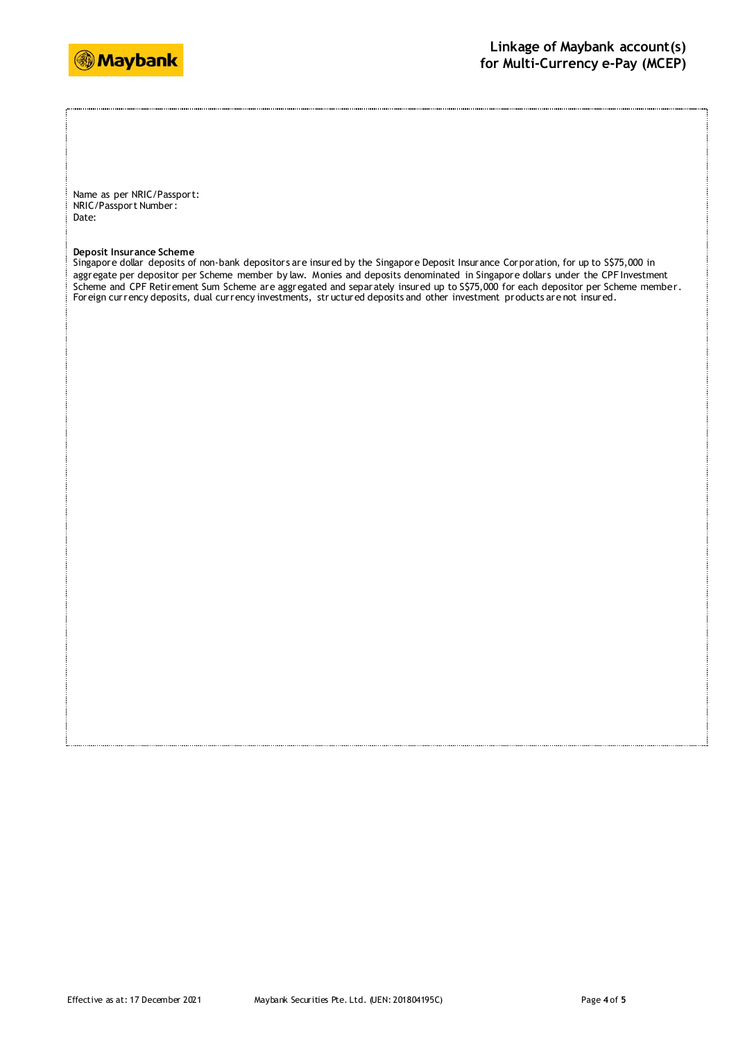Name as per NRIC/Passport:
NRIC/Passport Number:
Date:

**Deposit Insurance Scheme**
Singapore dollar deposits of non-bank depositors are insured by the Singapore Deposit Insurance Corporation, for up to S$75,000 in aggregate per depositor per Scheme member by law. Monies and deposits denominated in Singapore dollars under the CPF Investment Scheme and CPF Retirement Sum Scheme are aggregated and separately insured up to S$75,000 for each depositor per Scheme member. Foreign currency deposits, dual currency investments, structured deposits and other investment products are not insured.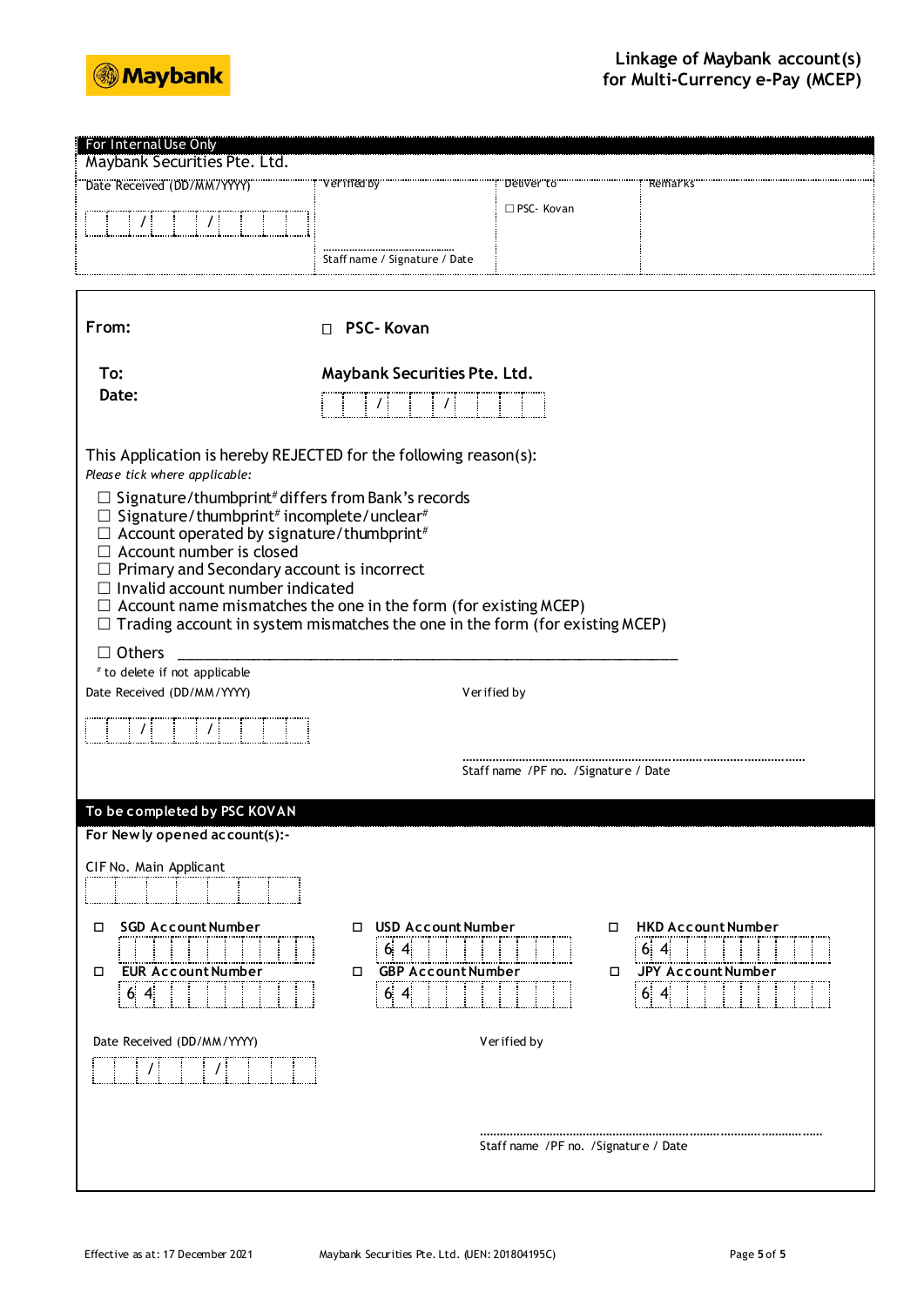# Linkage of Maybank account(s) for Multi-Currency e-Pay (MCEP)

**For Internal Use Only**

Maybank Securities Pte. Ltd.

| Date Received (DD/MM/YYYY) | Verified by | Deliver to | Remarks |
|---|---|---|---|
| / / | Staff name / Signature / Date | ☐ PSC- Kovan | |

**From:** ☐ **PSC- Kovan**

**To:** **Maybank Securities Pte. Ltd.**

**Date:** / /

This Application is hereby REJECTED for the following reason(s):

*Please tick where applicable:*

☐ Signature/thumbprint# differs from Bank's records
☐ Signature/thumbprint# incomplete/unclear#
☐ Account operated by signature/thumbprint#
☐ Account number is closed
☐ Primary and Secondary account is incorrect
☐ Invalid account number indicated
☐ Account name mismatches the one in the form (for existing MCEP)
☐ Trading account in system mismatches the one in the form (for existing MCEP)

☐ Others ____________________________________________

# to delete if not applicable

Date Received (DD/MM/YYYY) / /

Verified by

Staff name /PF no. /Signature / Date

## To be completed by PSC KOVAN

**For Newly opened account(s):-**

CIF No. Main Applicant

| | | |
|---|---|---|
| ☐ **SGD Account Number** | ☐ **USD Account Number** 6 4 | ☐ **HKD Account Number** 6 4 |
| ☐ **EUR Account Number** 6 4 | ☐ **GBP Account Number** 6 4 | ☐ **JPY Account Number** 6 4 |

Date Received (DD/MM/YYYY) / /

Verified by

Staff name /PF no. /Signature / Date

Effective as at: 17 December 2021

Maybank Securities Pte. Ltd. (UEN: 201804195C)